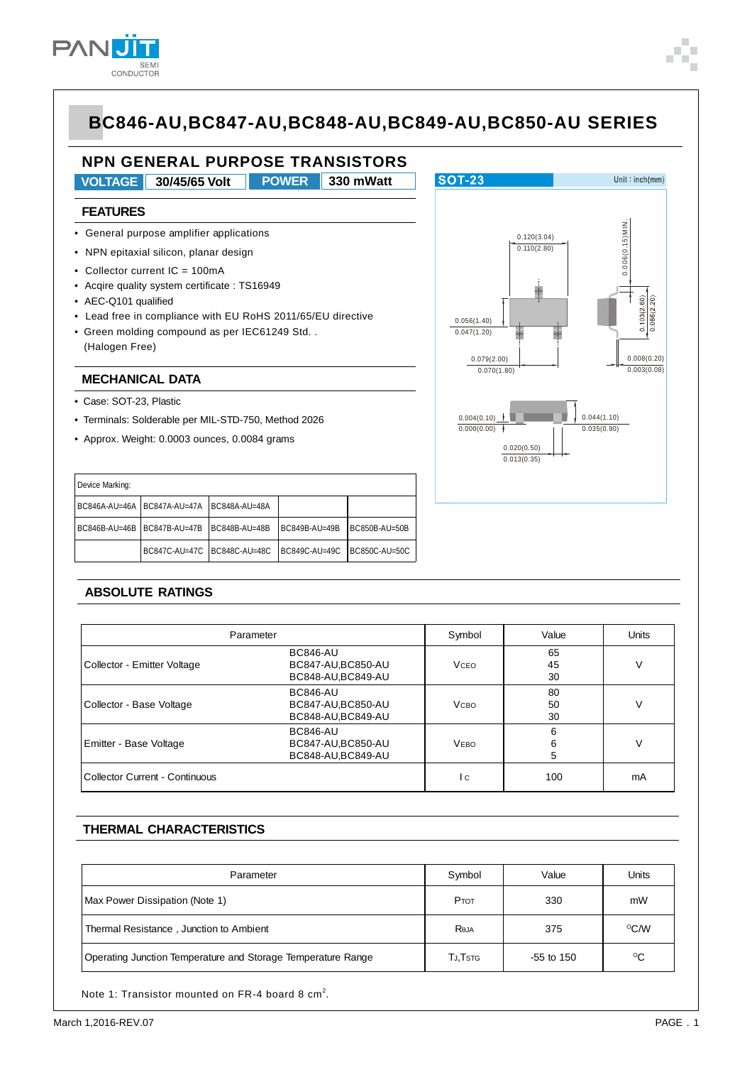# BC846-AU,BC847-AU,BC848-AU,BC849-AU,BC850-AU SERIES

## NPN GENERAL PURPOSE TRANSISTORS

| VOLTAGE | 30/45/65 Volt | POWER | 330 mWatt |
|---|---|---|---|

### FEATURES

- General purpose amplifier applications
- NPN epitaxial silicon, planar design
- Collector current IC = 100mA
- Acqire quality system certificate : TS16949
- AEC-Q101 qualified
- Lead free in compliance with EU RoHS 2011/65/EU directive
- Green molding compound as per IEC61249 Std. . (Halogen Free)

### MECHANICAL DATA

- Case: SOT-23, Plastic
- Terminals: Solderable per MIL-STD-750, Method 2026
- Approx. Weight: 0.0003 ounces, 0.0084 grams

SOT-23 Unit : inch(mm)

| Device Marking: | | | | |
|---|---|---|---|---|
| BC846A-AU=46A | BC847A-AU=47A | BC848A-AU=48A | | |
| BC846B-AU=46B | BC847B-AU=47B | BC848B-AU=48B | BC849B-AU=49B | BC850B-AU=50B |
| | BC847C-AU=47C | BC848C-AU=48C | BC849C-AU=49C | BC850C-AU=50C |

### ABSOLUTE RATINGS

| Parameter | | Symbol | Value | Units |
|---|---|---|---|---|
| Collector - Emitter Voltage | BC846-AU<br>BC847-AU,BC850-AU<br>BC848-AU,BC849-AU | $V_{CEO}$ | 65<br>45<br>30 | V |
| Collector - Base Voltage | BC846-AU<br>BC847-AU,BC850-AU<br>BC848-AU,BC849-AU | $V_{CBO}$ | 80<br>50<br>30 | V |
| Emitter - Base Voltage | BC846-AU<br>BC847-AU,BC850-AU<br>BC848-AU,BC849-AU | $V_{EBO}$ | 6<br>6<br>5 | V |
| Collector Current - Continuous | | $I_C$ | 100 | mA |

### THERMAL CHARACTERISTICS

| Parameter | Symbol | Value | Units |
|---|---|---|---|
| Max Power Dissipation (Note 1) | $P_{TOT}$ | 330 | mW |
| Thermal Resistance , Junction to Ambient | $R_{\theta JA}$ | 375 | $^oC/W$ |
| Operating Junction Temperature and Storage Temperature Range | $T_J, T_{STG}$ | -55 to 150 | $^oC$ |

Note 1: Transistor mounted on FR-4 board 8 $cm^2$.

March 1,2016-REV.07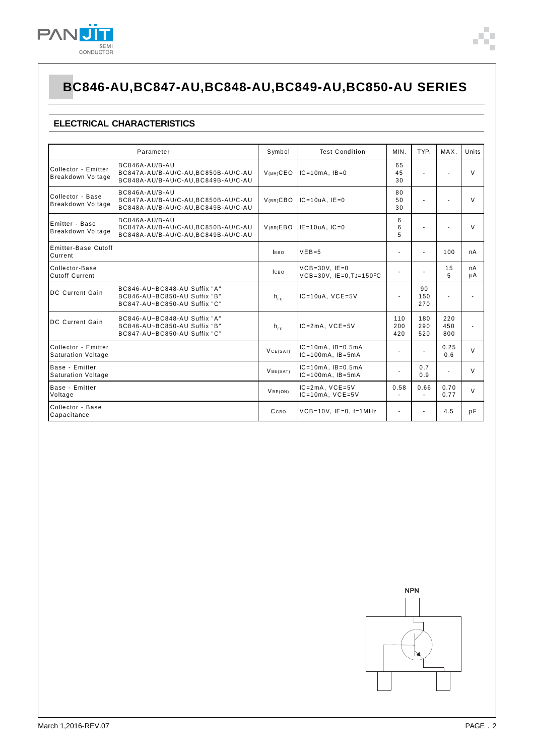# BC846-AU,BC847-AU,BC848-AU,BC849-AU,BC850-AU SERIES

## ELECTRICAL CHARACTERISTICS

| Parameter | | Symbol | Test Condition | MIN. | TYP. | MAX. | Units |
|---|---|---|---|---|---|---|---|
| Collector - Emitter Breakdown Voltage | BC846A-AU/B-AU<br>BC847A-AU/B-AU/C-AU,BC850B-AU/C-AU<br>BC848A-AU/B-AU/C-AU,BC849B-AU/C-AU | $V_{(BR)CEO}$ | IC=10mA, IB=0 | 65<br>45<br>30 | - | - | V |
| Collector - Base Breakdown Voltage | BC846A-AU/B-AU<br>BC847A-AU/B-AU/C-AU,BC850B-AU/C-AU<br>BC848A-AU/B-AU/C-AU,BC849B-AU/C-AU | $V_{(BR)CBO}$ | IC=10uA, IE=0 | 80<br>50<br>30 | - | - | V |
| Emitter - Base Breakdown Voltage | BC846A-AU/B-AU<br>BC847A-AU/B-AU/C-AU,BC850B-AU/C-AU<br>BC848A-AU/B-AU/C-AU,BC849B-AU/C-AU | $V_{(BR)EBO}$ | IE=10uA, IC=0 | 6<br>6<br>5 | - | - | V |
| Emitter-Base Cutoff Current | | $I_{EBO}$ | VEB=5 | - | - | 100 | nA |
| Collector-Base Cutoff Current | | $I_{CBO}$ | VCB=30V, IE=0<br>VCB=30V, IE=0,TJ=150°C | - | - | 15<br>5 | nA<br>µA |
| DC Current Gain | BC846-AU~BC848-AU Suffix "A"<br>BC846-AU~BC850-AU Suffix "B"<br>BC847-AU~BC850-AU Suffix "C" | $h_{FE}$ | IC=10uA, VCE=5V | - | 90<br>150<br>270 | - | - |
| DC Current Gain | BC846-AU~BC848-AU Suffix "A"<br>BC846-AU~BC850-AU Suffix "B"<br>BC847-AU~BC850-AU Suffix "C" | $h_{FE}$ | IC=2mA, VCE=5V | 110<br>200<br>420 | 180<br>290<br>520 | 220<br>450<br>800 | - |
| Collector - Emitter Saturation Voltage | | $V_{CE(SAT)}$ | IC=10mA, IB=0.5mA<br>IC=100mA, IB=5mA | - | - | 0.25<br>0.6 | V |
| Base - Emitter Saturation Voltage | | $V_{BE(SAT)}$ | IC=10mA, IB=0.5mA<br>IC=100mA, IB=5mA | - | 0.7<br>0.9 | - | V |
| Base - Emitter Voltage | | $V_{BE(ON)}$ | IC=2mA, VCE=5V<br>IC=10mA, VCE=5V | 0.58<br>- | 0.66<br>- | 0.70<br>0.77 | V |
| Collector - Base Capacitance | | $C_{CBO}$ | VCB=10V, IE=0, f=1MHz | - | - | 4.5 | pF |

NPN

March 1,2016-REV.07